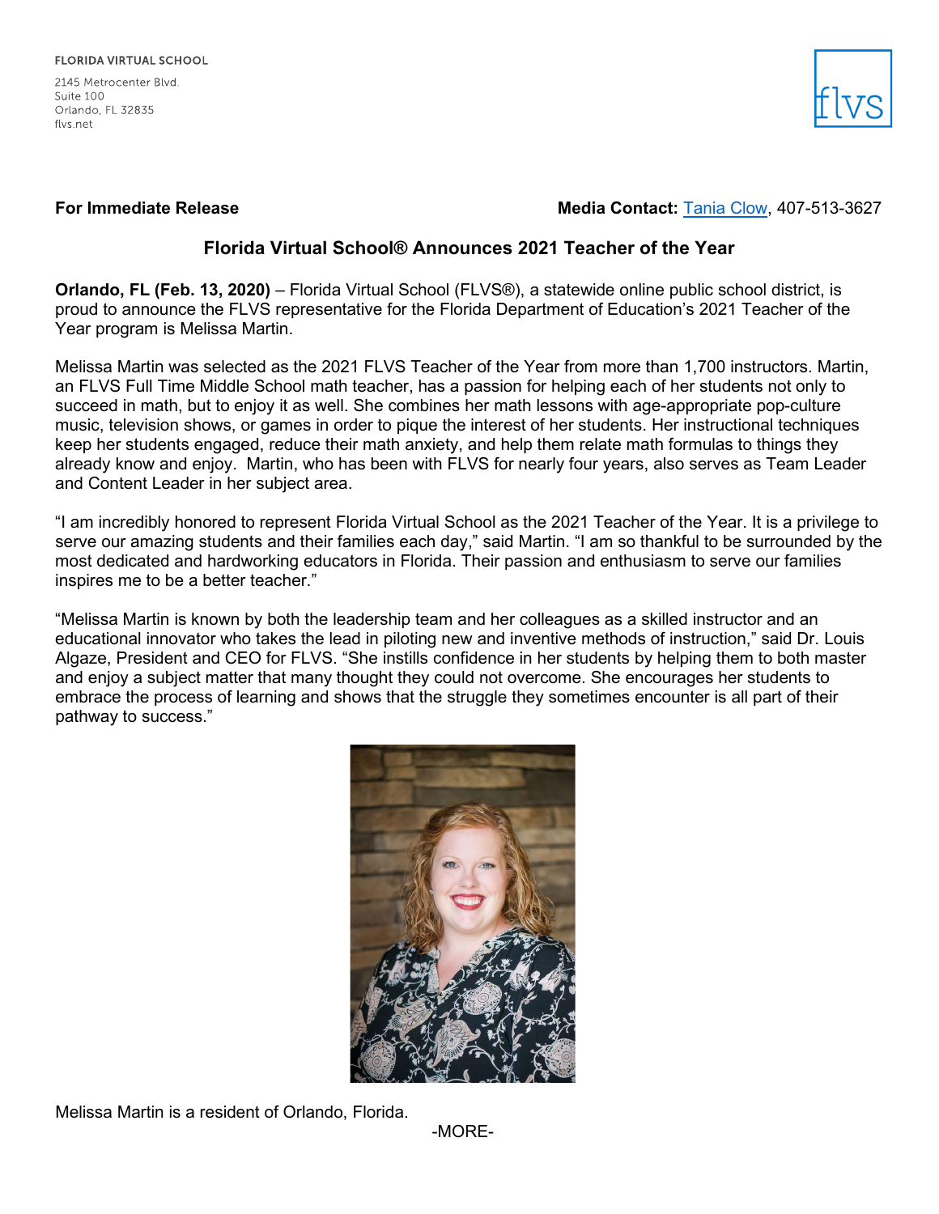FLORIDA VIRTUAL SCHOOL

2145 Metrocenter Blvd.
Suite 100
Orlando, FL 32835
flvs.net

**For Immediate Release** **Media Contact:** Tania Clow, 407-513-3627

## Florida Virtual School® Announces 2021 Teacher of the Year

**Orlando, FL (Feb. 13, 2020)** – Florida Virtual School (FLVS®), a statewide online public school district, is proud to announce the FLVS representative for the Florida Department of Education's 2021 Teacher of the Year program is Melissa Martin.

Melissa Martin was selected as the 2021 FLVS Teacher of the Year from more than 1,700 instructors. Martin, an FLVS Full Time Middle School math teacher, has a passion for helping each of her students not only to succeed in math, but to enjoy it as well. She combines her math lessons with age-appropriate pop-culture music, television shows, or games in order to pique the interest of her students. Her instructional techniques keep her students engaged, reduce their math anxiety, and help them relate math formulas to things they already know and enjoy. Martin, who has been with FLVS for nearly four years, also serves as Team Leader and Content Leader in her subject area.

"I am incredibly honored to represent Florida Virtual School as the 2021 Teacher of the Year. It is a privilege to serve our amazing students and their families each day," said Martin. "I am so thankful to be surrounded by the most dedicated and hardworking educators in Florida. Their passion and enthusiasm to serve our families inspires me to be a better teacher."

"Melissa Martin is known by both the leadership team and her colleagues as a skilled instructor and an educational innovator who takes the lead in piloting new and inventive methods of instruction," said Dr. Louis Algaze, President and CEO for FLVS. "She instills confidence in her students by helping them to both master and enjoy a subject matter that many thought they could not overcome. She encourages her students to embrace the process of learning and shows that the struggle they sometimes encounter is all part of their pathway to success."

Melissa Martin is a resident of Orlando, Florida.

-MORE-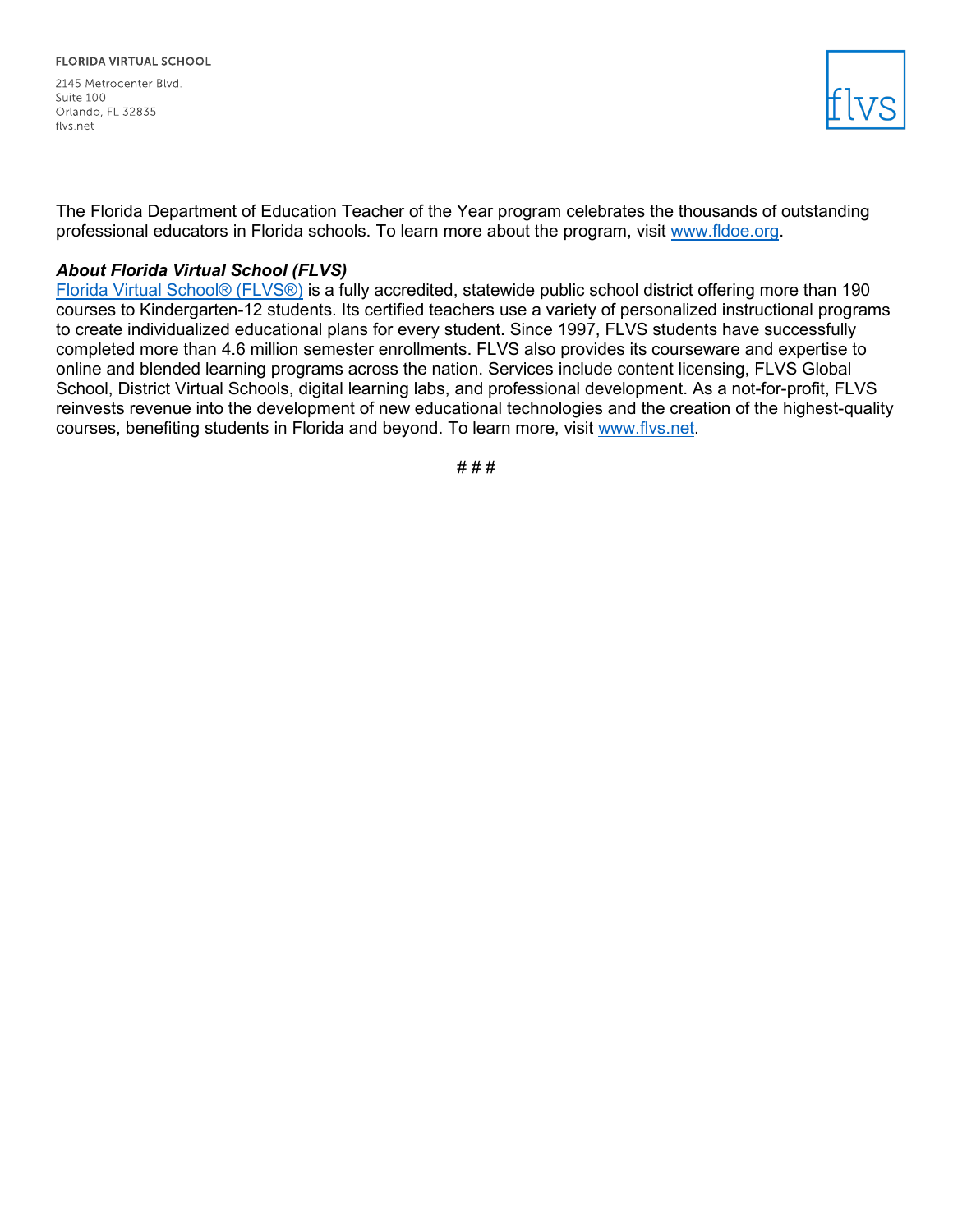The Florida Department of Education Teacher of the Year program celebrates the thousands of outstanding professional educators in Florida schools. To learn more about the program, visit www.fldoe.org.

***About Florida Virtual School (FLVS)***

Florida Virtual School® (FLVS®) is a fully accredited, statewide public school district offering more than 190 courses to Kindergarten-12 students. Its certified teachers use a variety of personalized instructional programs to create individualized educational plans for every student. Since 1997, FLVS students have successfully completed more than 4.6 million semester enrollments. FLVS also provides its courseware and expertise to online and blended learning programs across the nation. Services include content licensing, FLVS Global School, District Virtual Schools, digital learning labs, and professional development. As a not-for-profit, FLVS reinvests revenue into the development of new educational technologies and the creation of the highest-quality courses, benefiting students in Florida and beyond. To learn more, visit www.flvs.net.

# # #